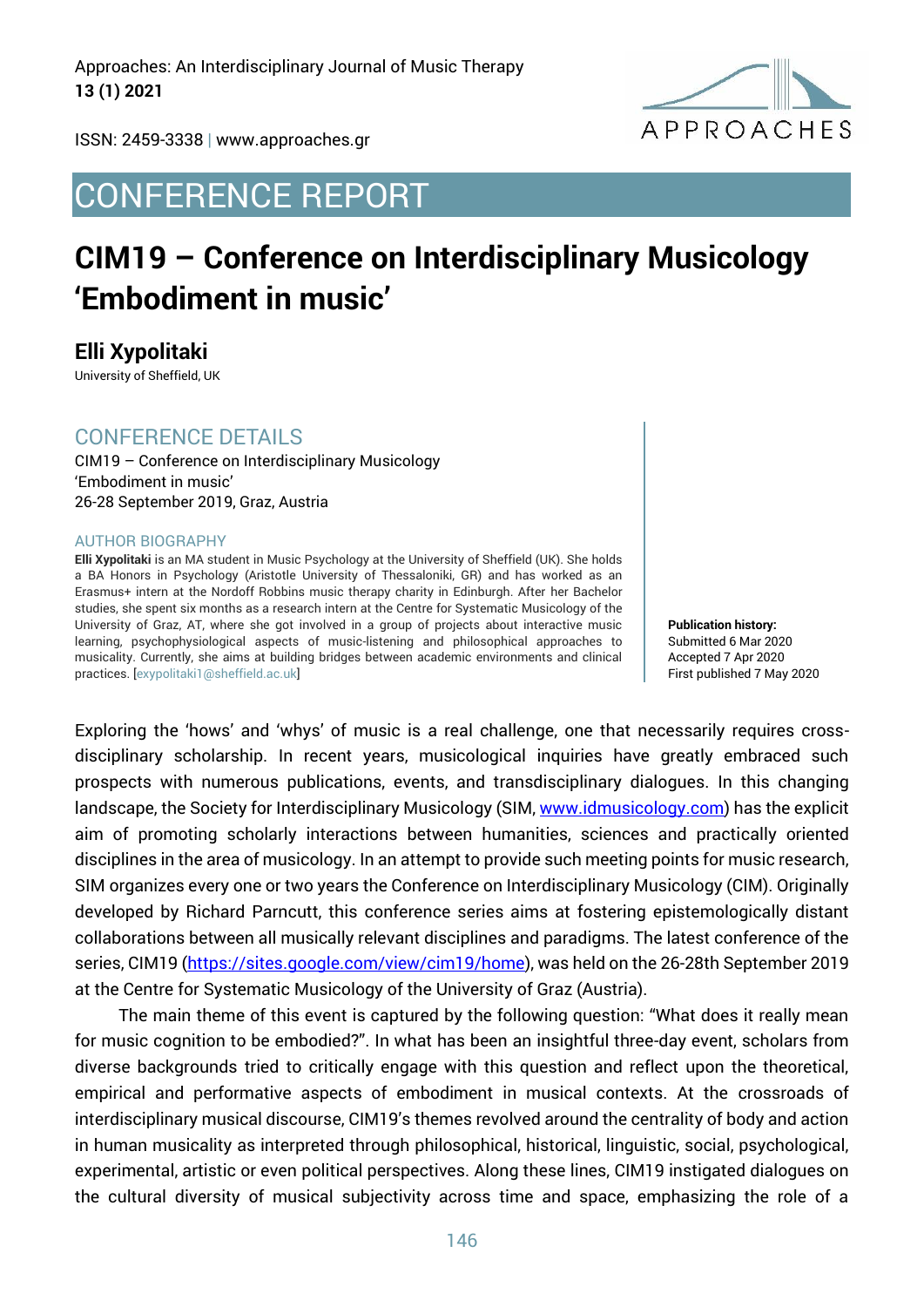# CONFERENCE REPORT

# CIM19 – Conference on Interdisciplinary Musicology 'Embodiment in music'

## Elli Xypolitaki

University of Sheffield, UK

### CONFERENCE DETAILS

CIM19 – Conference on Interdisciplinary Musicology
'Embodiment in music'
26-28 September 2019, Graz, Austria

#### AUTHOR BIOGRAPHY

**Elli Xypolitaki** is an MA student in Music Psychology at the University of Sheffield (UK). She holds a BA Honors in Psychology (Aristotle University of Thessaloniki, GR) and has worked as an Erasmus+ intern at the Nordoff Robbins music therapy charity in Edinburgh. After her Bachelor studies, she spent six months as a research intern at the Centre for Systematic Musicology of the University of Graz, AT, where she got involved in a group of projects about interactive music learning, psychophysiological aspects of music-listening and philosophical approaches to musicality. Currently, she aims at building bridges between academic environments and clinical practices. [exypolitaki1@sheffield.ac.uk]

**Publication history:**
Submitted 6 Mar 2020
Accepted 7 Apr 2020
First published 7 May 2020

Exploring the 'hows' and 'whys' of music is a real challenge, one that necessarily requires cross-disciplinary scholarship. In recent years, musicological inquiries have greatly embraced such prospects with numerous publications, events, and transdisciplinary dialogues. In this changing landscape, the Society for Interdisciplinary Musicology (SIM, www.idmusicology.com) has the explicit aim of promoting scholarly interactions between humanities, sciences and practically oriented disciplines in the area of musicology. In an attempt to provide such meeting points for music research, SIM organizes every one or two years the Conference on Interdisciplinary Musicology (CIM). Originally developed by Richard Parncutt, this conference series aims at fostering epistemologically distant collaborations between all musically relevant disciplines and paradigms. The latest conference of the series, CIM19 (https://sites.google.com/view/cim19/home), was held on the 26-28th September 2019 at the Centre for Systematic Musicology of the University of Graz (Austria).

The main theme of this event is captured by the following question: "What does it really mean for music cognition to be embodied?". In what has been an insightful three-day event, scholars from diverse backgrounds tried to critically engage with this question and reflect upon the theoretical, empirical and performative aspects of embodiment in musical contexts. At the crossroads of interdisciplinary musical discourse, CIM19's themes revolved around the centrality of body and action in human musicality as interpreted through philosophical, historical, linguistic, social, psychological, experimental, artistic or even political perspectives. Along these lines, CIM19 instigated dialogues on the cultural diversity of musical subjectivity across time and space, emphasizing the role of a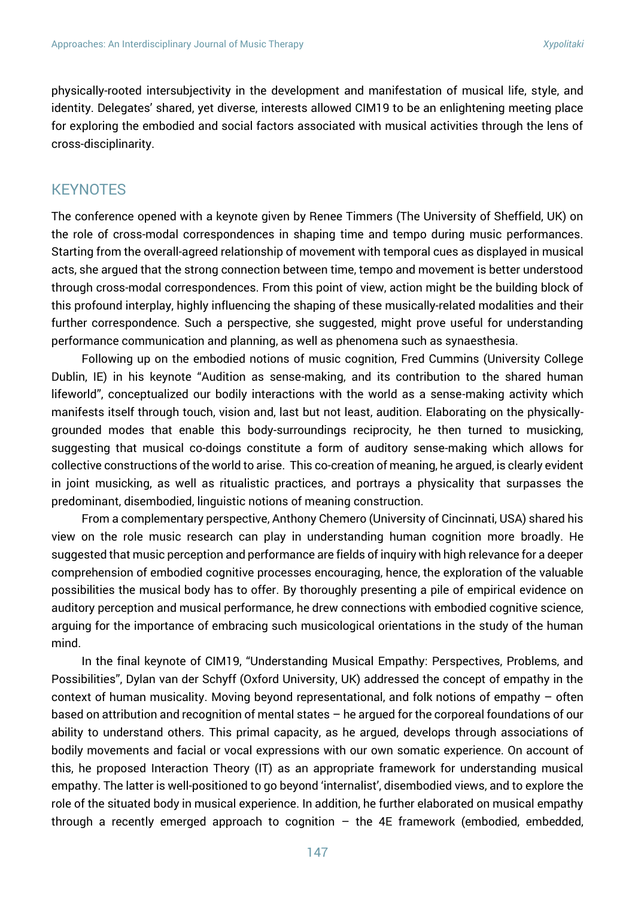physically-rooted intersubjectivity in the development and manifestation of musical life, style, and identity. Delegates' shared, yet diverse, interests allowed CIM19 to be an enlightening meeting place for exploring the embodied and social factors associated with musical activities through the lens of cross-disciplinarity.

## KEYNOTES

The conference opened with a keynote given by Renee Timmers (The University of Sheffield, UK) on the role of cross-modal correspondences in shaping time and tempo during music performances. Starting from the overall-agreed relationship of movement with temporal cues as displayed in musical acts, she argued that the strong connection between time, tempo and movement is better understood through cross-modal correspondences. From this point of view, action might be the building block of this profound interplay, highly influencing the shaping of these musically-related modalities and their further correspondence. Such a perspective, she suggested, might prove useful for understanding performance communication and planning, as well as phenomena such as synaesthesia.

Following up on the embodied notions of music cognition, Fred Cummins (University College Dublin, IE) in his keynote "Audition as sense-making, and its contribution to the shared human lifeworld", conceptualized our bodily interactions with the world as a sense-making activity which manifests itself through touch, vision and, last but not least, audition. Elaborating on the physically-grounded modes that enable this body-surroundings reciprocity, he then turned to musicking, suggesting that musical co-doings constitute a form of auditory sense-making which allows for collective constructions of the world to arise. This co-creation of meaning, he argued, is clearly evident in joint musicking, as well as ritualistic practices, and portrays a physicality that surpasses the predominant, disembodied, linguistic notions of meaning construction.

From a complementary perspective, Anthony Chemero (University of Cincinnati, USA) shared his view on the role music research can play in understanding human cognition more broadly. He suggested that music perception and performance are fields of inquiry with high relevance for a deeper comprehension of embodied cognitive processes encouraging, hence, the exploration of the valuable possibilities the musical body has to offer. By thoroughly presenting a pile of empirical evidence on auditory perception and musical performance, he drew connections with embodied cognitive science, arguing for the importance of embracing such musicological orientations in the study of the human mind.

In the final keynote of CIM19, "Understanding Musical Empathy: Perspectives, Problems, and Possibilities", Dylan van der Schyff (Oxford University, UK) addressed the concept of empathy in the context of human musicality. Moving beyond representational, and folk notions of empathy – often based on attribution and recognition of mental states – he argued for the corporeal foundations of our ability to understand others. This primal capacity, as he argued, develops through associations of bodily movements and facial or vocal expressions with our own somatic experience. On account of this, he proposed Interaction Theory (IT) as an appropriate framework for understanding musical empathy. The latter is well-positioned to go beyond 'internalist', disembodied views, and to explore the role of the situated body in musical experience. In addition, he further elaborated on musical empathy through a recently emerged approach to cognition – the 4E framework (embodied, embedded,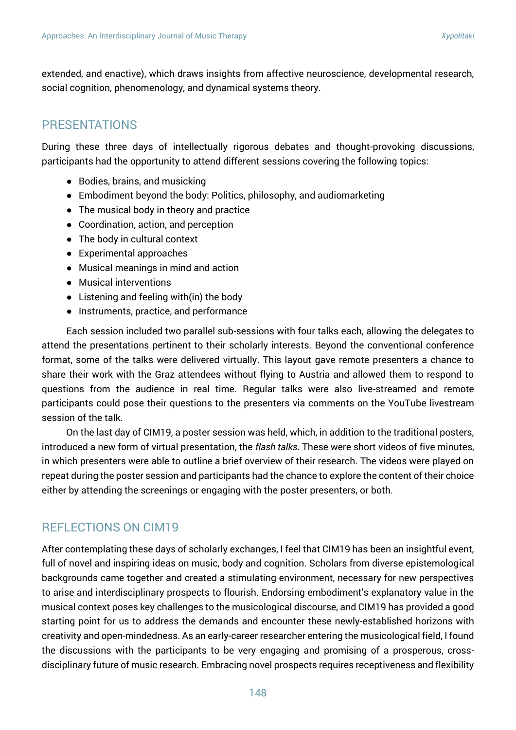extended, and enactive), which draws insights from affective neuroscience, developmental research, social cognition, phenomenology, and dynamical systems theory.

## PRESENTATIONS

During these three days of intellectually rigorous debates and thought-provoking discussions, participants had the opportunity to attend different sessions covering the following topics:

- Bodies, brains, and musicking
- Embodiment beyond the body: Politics, philosophy, and audiomarketing
- The musical body in theory and practice
- Coordination, action, and perception
- The body in cultural context
- Experimental approaches
- Musical meanings in mind and action
- Musical interventions
- Listening and feeling with(in) the body
- Instruments, practice, and performance

Each session included two parallel sub-sessions with four talks each, allowing the delegates to attend the presentations pertinent to their scholarly interests. Beyond the conventional conference format, some of the talks were delivered virtually. This layout gave remote presenters a chance to share their work with the Graz attendees without flying to Austria and allowed them to respond to questions from the audience in real time. Regular talks were also live-streamed and remote participants could pose their questions to the presenters via comments on the YouTube livestream session of the talk.

On the last day of CIM19, a poster session was held, which, in addition to the traditional posters, introduced a new form of virtual presentation, the *flash talks*. These were short videos of five minutes, in which presenters were able to outline a brief overview of their research. The videos were played on repeat during the poster session and participants had the chance to explore the content of their choice either by attending the screenings or engaging with the poster presenters, or both.

## REFLECTIONS ON CIM19

After contemplating these days of scholarly exchanges, I feel that CIM19 has been an insightful event, full of novel and inspiring ideas on music, body and cognition. Scholars from diverse epistemological backgrounds came together and created a stimulating environment, necessary for new perspectives to arise and interdisciplinary prospects to flourish. Endorsing embodiment's explanatory value in the musical context poses key challenges to the musicological discourse, and CIM19 has provided a good starting point for us to address the demands and encounter these newly-established horizons with creativity and open-mindedness. As an early-career researcher entering the musicological field, I found the discussions with the participants to be very engaging and promising of a prosperous, cross-disciplinary future of music research. Embracing novel prospects requires receptiveness and flexibility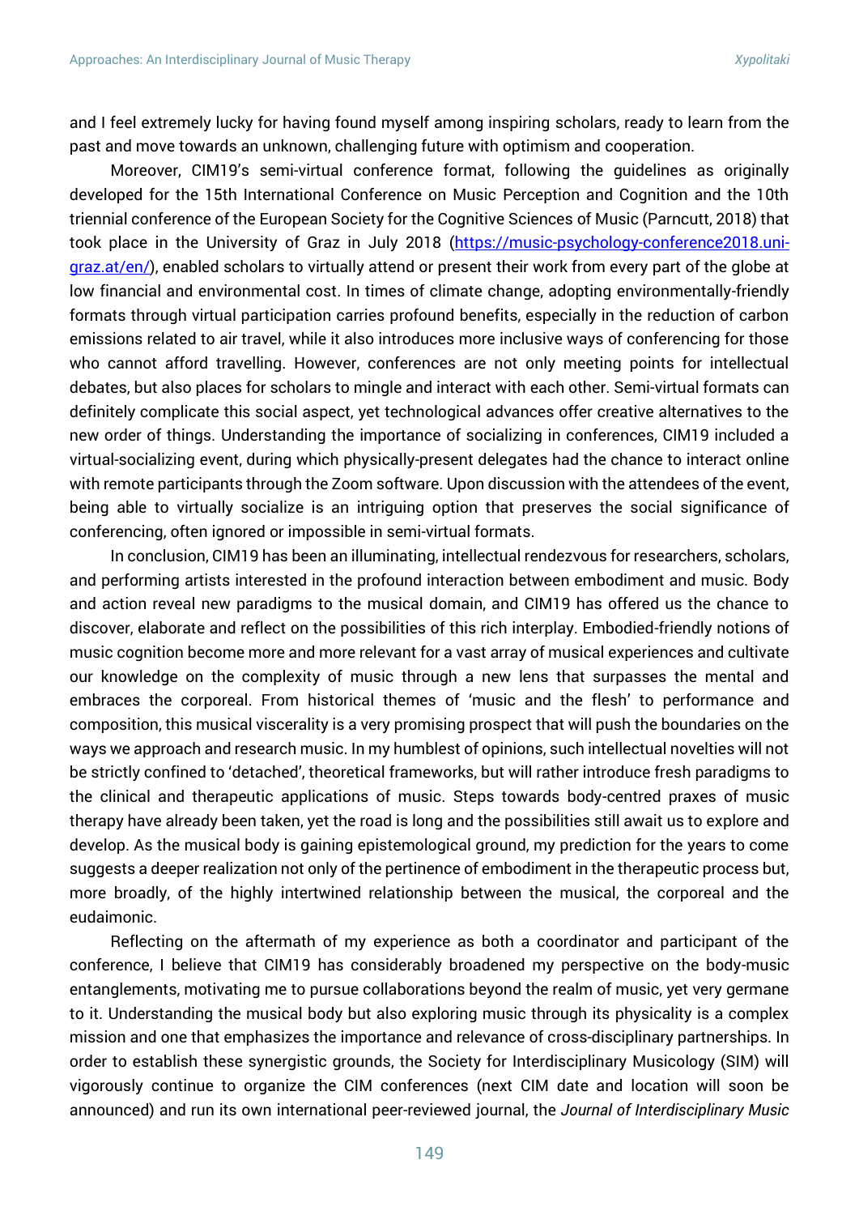and I feel extremely lucky for having found myself among inspiring scholars, ready to learn from the past and move towards an unknown, challenging future with optimism and cooperation.

Moreover, CIM19's semi-virtual conference format, following the guidelines as originally developed for the 15th International Conference on Music Perception and Cognition and the 10th triennial conference of the European Society for the Cognitive Sciences of Music (Parncutt, 2018) that took place in the University of Graz in July 2018 ([https://music-psychology-conference2018.uni-graz.at/en/](https://music-psychology-conference2018.uni-graz.at/en/)), enabled scholars to virtually attend or present their work from every part of the globe at low financial and environmental cost. In times of climate change, adopting environmentally-friendly formats through virtual participation carries profound benefits, especially in the reduction of carbon emissions related to air travel, while it also introduces more inclusive ways of conferencing for those who cannot afford travelling. However, conferences are not only meeting points for intellectual debates, but also places for scholars to mingle and interact with each other. Semi-virtual formats can definitely complicate this social aspect, yet technological advances offer creative alternatives to the new order of things. Understanding the importance of socializing in conferences, CIM19 included a virtual-socializing event, during which physically-present delegates had the chance to interact online with remote participants through the Zoom software. Upon discussion with the attendees of the event, being able to virtually socialize is an intriguing option that preserves the social significance of conferencing, often ignored or impossible in semi-virtual formats.

In conclusion, CIM19 has been an illuminating, intellectual rendezvous for researchers, scholars, and performing artists interested in the profound interaction between embodiment and music. Body and action reveal new paradigms to the musical domain, and CIM19 has offered us the chance to discover, elaborate and reflect on the possibilities of this rich interplay. Embodied-friendly notions of music cognition become more and more relevant for a vast array of musical experiences and cultivate our knowledge on the complexity of music through a new lens that surpasses the mental and embraces the corporeal. From historical themes of 'music and the flesh' to performance and composition, this musical viscerality is a very promising prospect that will push the boundaries on the ways we approach and research music. In my humblest of opinions, such intellectual novelties will not be strictly confined to 'detached', theoretical frameworks, but will rather introduce fresh paradigms to the clinical and therapeutic applications of music. Steps towards body-centred praxes of music therapy have already been taken, yet the road is long and the possibilities still await us to explore and develop. As the musical body is gaining epistemological ground, my prediction for the years to come suggests a deeper realization not only of the pertinence of embodiment in the therapeutic process but, more broadly, of the highly intertwined relationship between the musical, the corporeal and the eudaimonic.

Reflecting on the aftermath of my experience as both a coordinator and participant of the conference, I believe that CIM19 has considerably broadened my perspective on the body-music entanglements, motivating me to pursue collaborations beyond the realm of music, yet very germane to it. Understanding the musical body but also exploring music through its physicality is a complex mission and one that emphasizes the importance and relevance of cross-disciplinary partnerships. In order to establish these synergistic grounds, the Society for Interdisciplinary Musicology (SIM) will vigorously continue to organize the CIM conferences (next CIM date and location will soon be announced) and run its own international peer-reviewed journal, the *Journal of Interdisciplinary Music*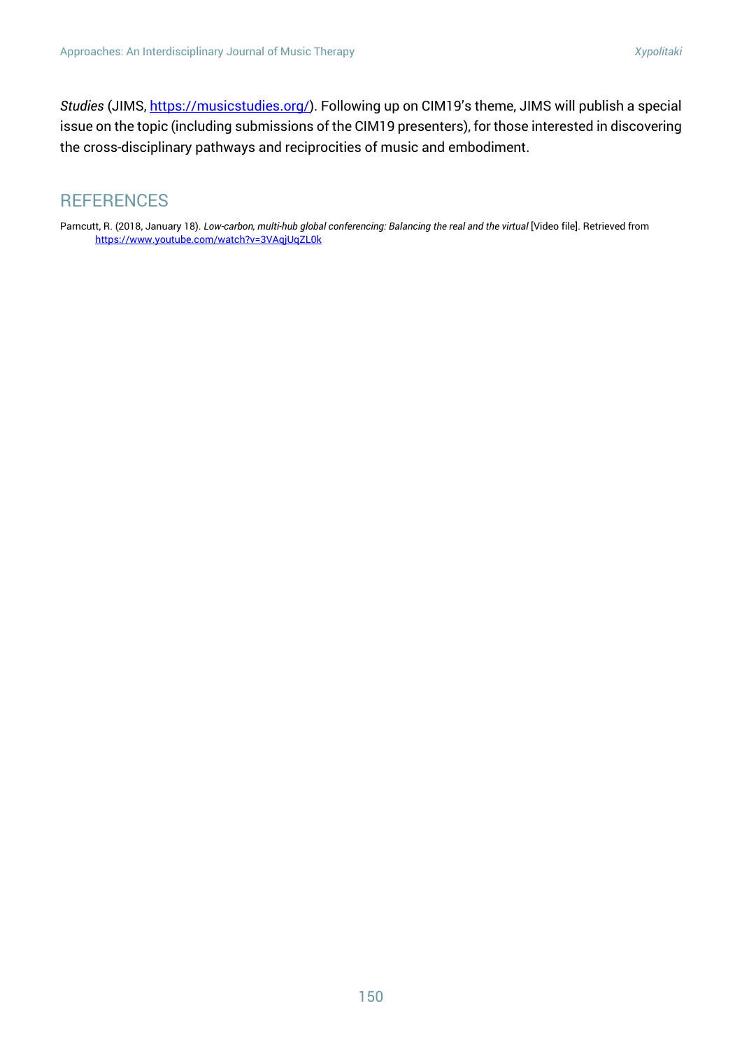*Studies* (JIMS, https://musicstudies.org/). Following up on CIM19's theme, JIMS will publish a special issue on the topic (including submissions of the CIM19 presenters), for those interested in discovering the cross-disciplinary pathways and reciprocities of music and embodiment.

## REFERENCES

Parncutt, R. (2018, January 18). *Low-carbon, multi-hub global conferencing: Balancing the real and the virtual* [Video file]. Retrieved from https://www.youtube.com/watch?v=3VAqjUqZL0k